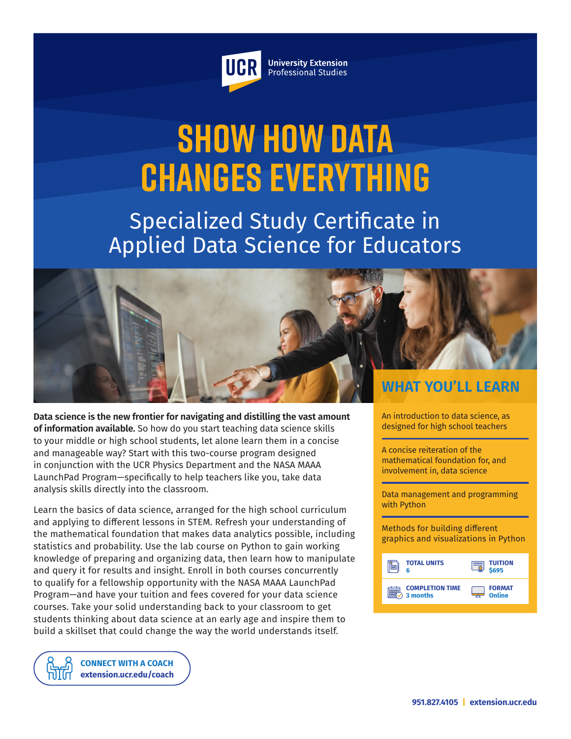UCR University Extension Professional Studies

# SHOW HOW DATA CHANGES EVERYTHING

## Specialized Study Certificate in Applied Data Science for Educators

**Data science is the new frontier for navigating and distilling the vast amount of information available.** So how do you start teaching data science skills to your middle or high school students, let alone learn them in a concise and manageable way? Start with this two-course program designed in conjunction with the UCR Physics Department and the NASA MAAA LaunchPad Program—specifically to help teachers like you, take data analysis skills directly into the classroom.

Learn the basics of data science, arranged for the high school curriculum and applying to different lessons in STEM. Refresh your understanding of the mathematical foundation that makes data analytics possible, including statistics and probability. Use the lab course on Python to gain working knowledge of preparing and organizing data, then learn how to manipulate and query it for results and insight. Enroll in both courses concurrently to qualify for a fellowship opportunity with the NASA MAAA LaunchPad Program—and have your tuition and fees covered for your data science courses. Take your solid understanding back to your classroom to get students thinking about data science at an early age and inspire them to build a skillset that could change the way the world understands itself.

**CONNECT WITH A COACH**
**extension.ucr.edu/coach**

## WHAT YOU'LL LEARN

- An introduction to data science, as designed for high school teachers
- A concise reiteration of the mathematical foundation for, and involvement in, data science
- Data management and programming with Python
- Methods for building different graphics and visualizations in Python

| | |
|---|---|
| **TOTAL UNITS** 6 | **TUITION** $695 |
| **COMPLETION TIME** 3 months | **FORMAT** Online |

951.827.4105 | extension.ucr.edu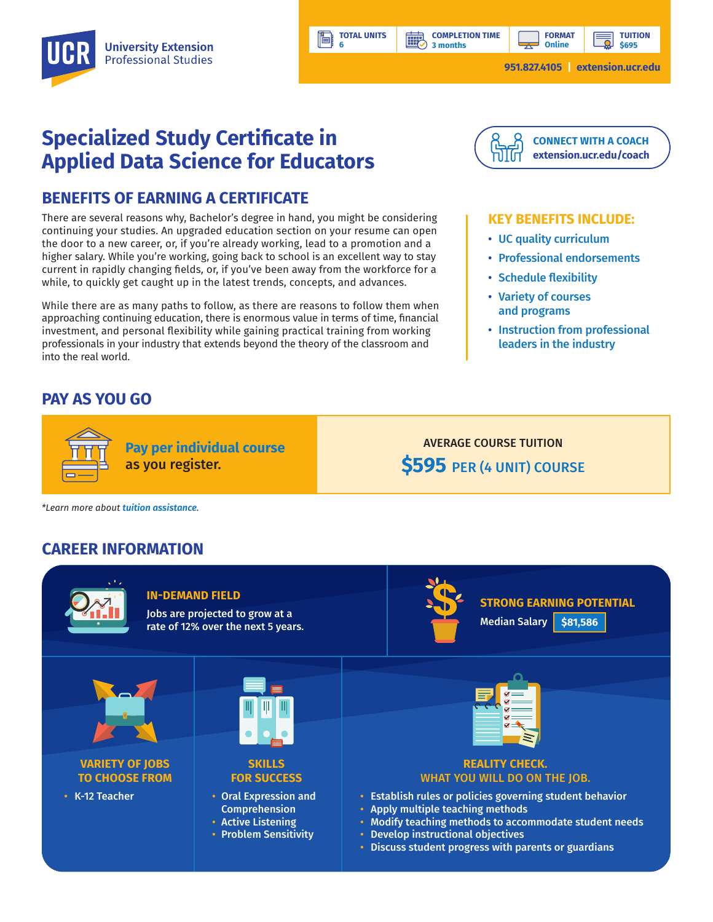**UCR** University Extension Professional Studies

| TOTAL UNITS | COMPLETION TIME | FORMAT | TUITION |
| --- | --- | --- | --- |
| 6 | 3 months | Online | $695 |

951.827.4105 | extension.ucr.edu

# Specialized Study Certificate in Applied Data Science for Educators

**CONNECT WITH A COACH**
extension.ucr.edu/coach

## BENEFITS OF EARNING A CERTIFICATE

There are several reasons why, Bachelor's degree in hand, you might be considering continuing your studies. An upgraded education section on your resume can open the door to a new career, or, if you're already working, lead to a promotion and a higher salary. While you're working, going back to school is an excellent way to stay current in rapidly changing fields, or, if you've been away from the workforce for a while, to quickly get caught up in the latest trends, concepts, and advances.

While there are as many paths to follow, as there are reasons to follow them when approaching continuing education, there is enormous value in terms of time, financial investment, and personal flexibility while gaining practical training from working professionals in your industry that extends beyond the theory of the classroom and into the real world.

### KEY BENEFITS INCLUDE:

- UC quality curriculum
- Professional endorsements
- Schedule flexibility
- Variety of courses and programs
- Instruction from professional leaders in the industry

## PAY AS YOU GO

**Pay per individual course** as you register.

AVERAGE COURSE TUITION
**$595** PER (4 UNIT) COURSE

*Learn more about *tuition assistance*.

## CAREER INFORMATION

### IN-DEMAND FIELD

Jobs are projected to grow at a rate of 12% over the next 5 years.

### STRONG EARNING POTENTIAL

Median Salary **$81,586**

### VARIETY OF JOBS TO CHOOSE FROM

- K-12 Teacher

### SKILLS FOR SUCCESS

- Oral Expression and Comprehension
- Active Listening
- Problem Sensitivity

### REALITY CHECK. WHAT YOU WILL DO ON THE JOB.

- Establish rules or policies governing student behavior
- Apply multiple teaching methods
- Modify teaching methods to accommodate student needs
- Develop instructional objectives
- Discuss student progress with parents or guardians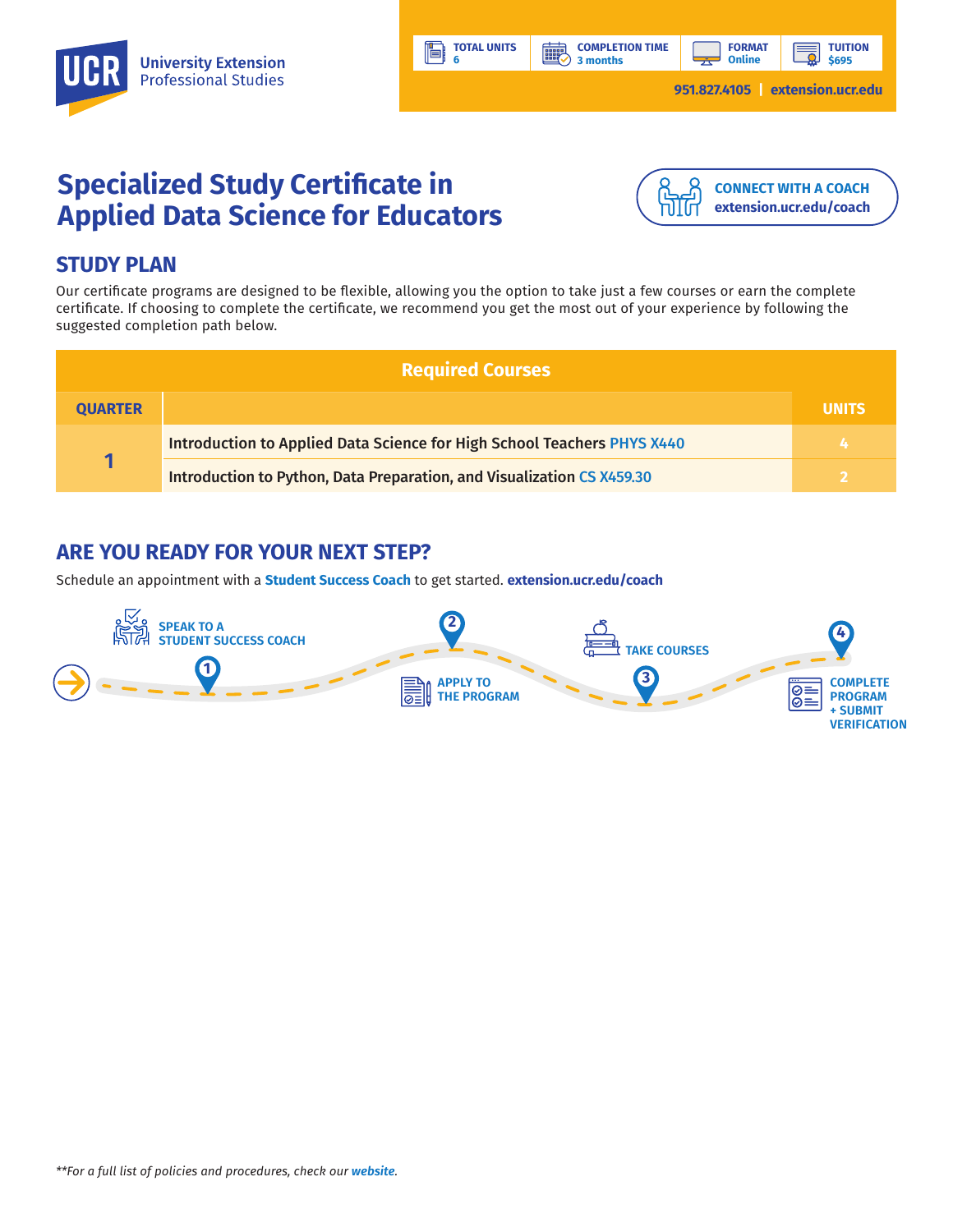UCR University Extension Professional Studies

| TOTAL UNITS | COMPLETION TIME | FORMAT | TUITION |
|---|---|---|---|
| 6 | 3 months | Online | $695 |

951.827.4105 | extension.ucr.edu

# Specialized Study Certificate in Applied Data Science for Educators

CONNECT WITH A COACH
extension.ucr.edu/coach

## STUDY PLAN

Our certificate programs are designed to be flexible, allowing you the option to take just a few courses or earn the complete certificate. If choosing to complete the certificate, we recommend you get the most out of your experience by following the suggested completion path below.

**Required Courses**

| QUARTER | | UNITS |
|---|---|---|
| 1 | Introduction to Applied Data Science for High School Teachers PHYS X440 | 4 |
| | Introduction to Python, Data Preparation, and Visualization CS X459.30 | 2 |

## ARE YOU READY FOR YOUR NEXT STEP?

Schedule an appointment with a **Student Success Coach** to get started. **extension.ucr.edu/coach**

1. SPEAK TO A STUDENT SUCCESS COACH
2. APPLY TO THE PROGRAM
3. TAKE COURSES
4. COMPLETE PROGRAM + SUBMIT VERIFICATION

*\*\*For a full list of policies and procedures, check our **website**.*